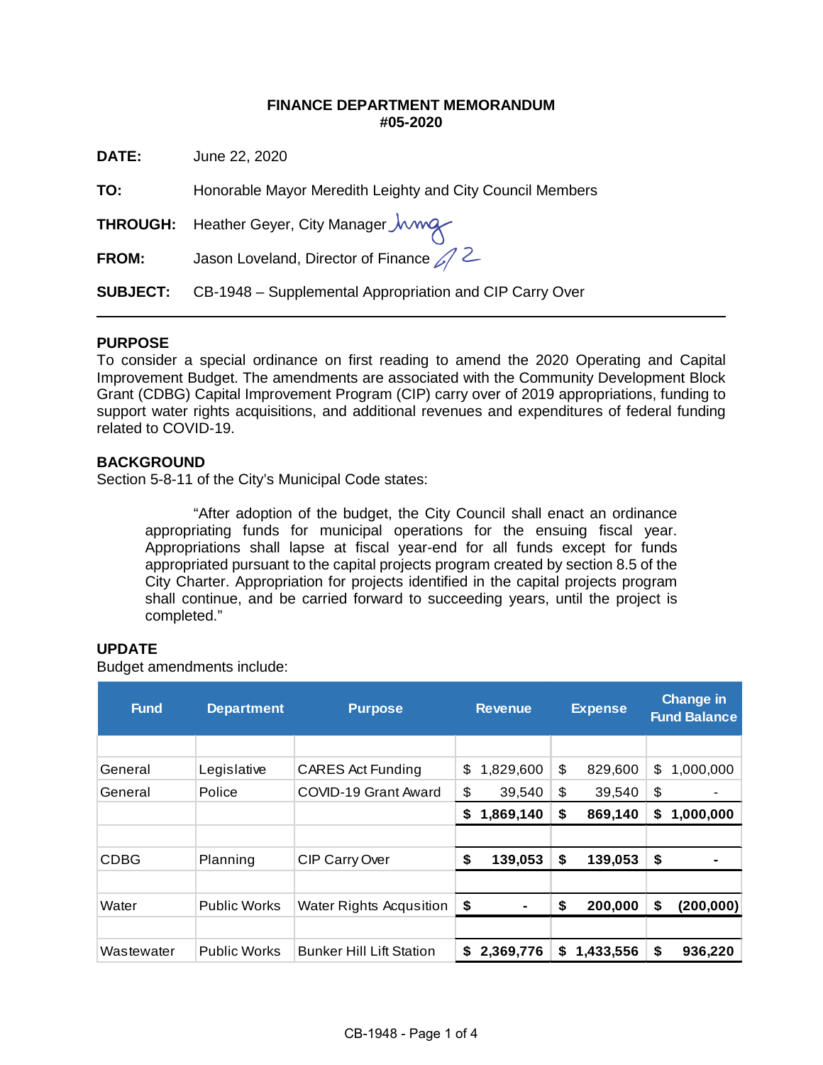**FINANCE DEPARTMENT MEMORANDUM**
**#05-2020**

**DATE:** June 22, 2020

**TO:** Honorable Mayor Meredith Leighty and City Council Members

**THROUGH:** Heather Geyer, City Manager

**FROM:** Jason Loveland, Director of Finance

**SUBJECT:** CB-1948 – Supplemental Appropriation and CIP Carry Over

---

## PURPOSE

To consider a special ordinance on first reading to amend the 2020 Operating and Capital Improvement Budget. The amendments are associated with the Community Development Block Grant (CDBG) Capital Improvement Program (CIP) carry over of 2019 appropriations, funding to support water rights acquisitions, and additional revenues and expenditures of federal funding related to COVID-19.

## BACKGROUND

Section 5-8-11 of the City's Municipal Code states:

> "After adoption of the budget, the City Council shall enact an ordinance appropriating funds for municipal operations for the ensuing fiscal year. Appropriations shall lapse at fiscal year-end for all funds except for funds appropriated pursuant to the capital projects program created by section 8.5 of the City Charter. Appropriation for projects identified in the capital projects program shall continue, and be carried forward to succeeding years, until the project is completed."

## UPDATE

Budget amendments include:

| Fund | Department | Purpose | Revenue | Expense | Change in Fund Balance |
|---|---|---|---|---|---|
| | | | | | |
| General | Legislative | CARES Act Funding | $ 1,829,600 | $ 829,600 | $ 1,000,000 |
| General | Police | COVID-19 Grant Award | $ 39,540 | $ 39,540 | $ - |
| | | | **$ 1,869,140** | **$ 869,140** | **$ 1,000,000** |
| | | | | | |
| CDBG | Planning | CIP Carry Over | **$ 139,053** | **$ 139,053** | **$ -** |
| | | | | | |
| Water | Public Works | Water Rights Acqusition | **$ -** | **$ 200,000** | **$ (200,000)** |
| | | | | | |
| Wastewater | Public Works | Bunker Hill Lift Station | **$ 2,369,776** | **$ 1,433,556** | **$ 936,220** |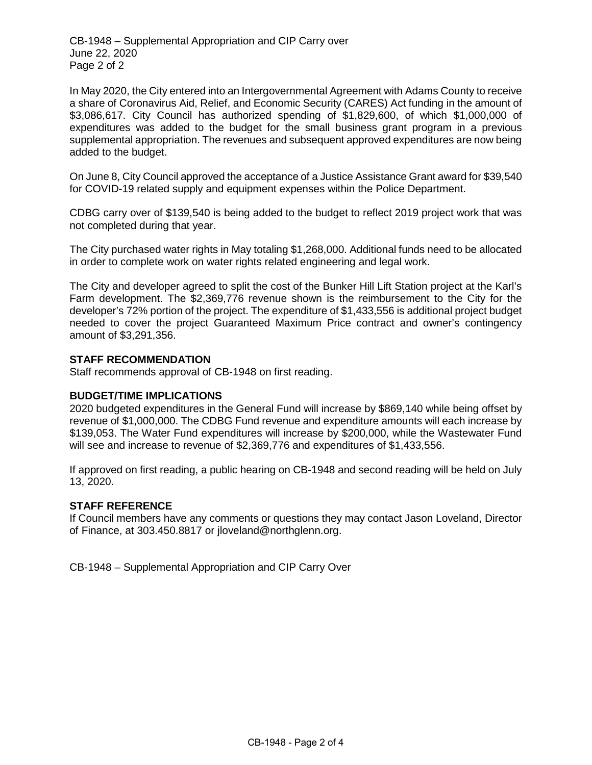In May 2020, the City entered into an Intergovernmental Agreement with Adams County to receive a share of Coronavirus Aid, Relief, and Economic Security (CARES) Act funding in the amount of $3,086,617. City Council has authorized spending of $1,829,600, of which $1,000,000 of expenditures was added to the budget for the small business grant program in a previous supplemental appropriation. The revenues and subsequent approved expenditures are now being added to the budget.

On June 8, City Council approved the acceptance of a Justice Assistance Grant award for $39,540 for COVID-19 related supply and equipment expenses within the Police Department.

CDBG carry over of $139,540 is being added to the budget to reflect 2019 project work that was not completed during that year.

The City purchased water rights in May totaling $1,268,000. Additional funds need to be allocated in order to complete work on water rights related engineering and legal work.

The City and developer agreed to split the cost of the Bunker Hill Lift Station project at the Karl's Farm development. The $2,369,776 revenue shown is the reimbursement to the City for the developer's 72% portion of the project. The expenditure of $1,433,556 is additional project budget needed to cover the project Guaranteed Maximum Price contract and owner's contingency amount of $3,291,356.

**STAFF RECOMMENDATION**

Staff recommends approval of CB-1948 on first reading.

**BUDGET/TIME IMPLICATIONS**

2020 budgeted expenditures in the General Fund will increase by $869,140 while being offset by revenue of $1,000,000. The CDBG Fund revenue and expenditure amounts will each increase by $139,053. The Water Fund expenditures will increase by $200,000, while the Wastewater Fund will see and increase to revenue of $2,369,776 and expenditures of $1,433,556.

If approved on first reading, a public hearing on CB-1948 and second reading will be held on July 13, 2020.

**STAFF REFERENCE**

If Council members have any comments or questions they may contact Jason Loveland, Director of Finance, at 303.450.8817 or jloveland@northglenn.org.

CB-1948 – Supplemental Appropriation and CIP Carry Over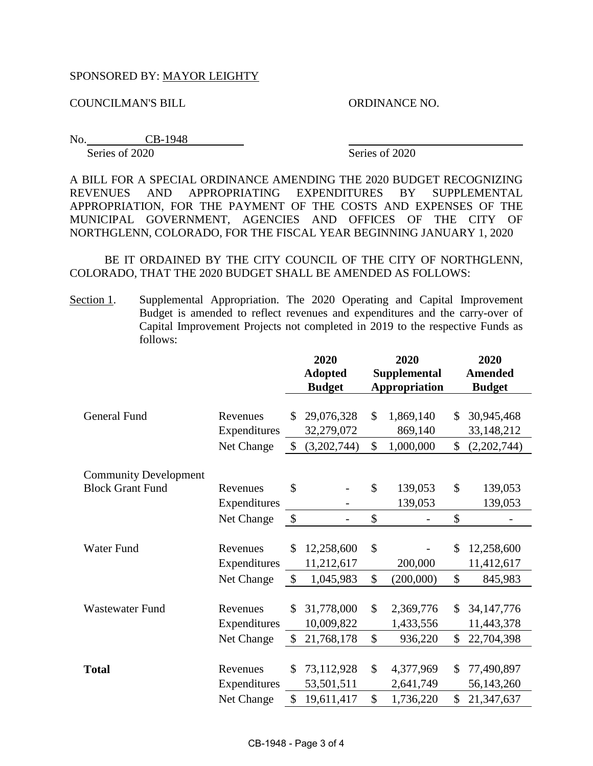SPONSORED BY: MAYOR LEIGHTY

COUNCILMAN'S BILL ORDINANCE NO.

No. CB-1948 \_\_\_\_\_\_\_\_\_\_\_\_\_\_\_\_\_\_\_\_\_\_\_\_\_\_\_\_\_\_

Series of 2020 Series of 2020

A BILL FOR A SPECIAL ORDINANCE AMENDING THE 2020 BUDGET RECOGNIZING REVENUES AND APPROPRIATING EXPENDITURES BY SUPPLEMENTAL APPROPRIATION, FOR THE PAYMENT OF THE COSTS AND EXPENSES OF THE MUNICIPAL GOVERNMENT, AGENCIES AND OFFICES OF THE CITY OF NORTHGLENN, COLORADO, FOR THE FISCAL YEAR BEGINNING JANUARY 1, 2020

BE IT ORDAINED BY THE CITY COUNCIL OF THE CITY OF NORTHGLENN, COLORADO, THAT THE 2020 BUDGET SHALL BE AMENDED AS FOLLOWS:

Section 1. Supplemental Appropriation. The 2020 Operating and Capital Improvement Budget is amended to reflect revenues and expenditures and the carry-over of Capital Improvement Projects not completed in 2019 to the respective Funds as follows:

| | | 2020 Adopted Budget | 2020 Supplemental Appropriation | 2020 Amended Budget |
|---|---|---|---|---|
| General Fund | Revenues | $ 29,076,328 | $ 1,869,140 | $ 30,945,468 |
| | Expenditures | 32,279,072 | 869,140 | 33,148,212 |
| | Net Change | $ (3,202,744) | $ 1,000,000 | $ (2,202,744) |
| Community Development Block Grant Fund | Revenues | $ - | $ 139,053 | $ 139,053 |
| | Expenditures | - | 139,053 | 139,053 |
| | Net Change | $ - | $ - | $ - |
| Water Fund | Revenues | $ 12,258,600 | $ - | $ 12,258,600 |
| | Expenditures | 11,212,617 | 200,000 | 11,412,617 |
| | Net Change | $ 1,045,983 | $ (200,000) | $ 845,983 |
| Wastewater Fund | Revenues | $ 31,778,000 | $ 2,369,776 | $ 34,147,776 |
| | Expenditures | 10,009,822 | 1,433,556 | 11,443,378 |
| | Net Change | $ 21,768,178 | $ 936,220 | $ 22,704,398 |
| **Total** | Revenues | $ 73,112,928 | $ 4,377,969 | $ 77,490,897 |
| | Expenditures | 53,501,511 | 2,641,749 | 56,143,260 |
| | Net Change | $ 19,611,417 | $ 1,736,220 | $ 21,347,637 |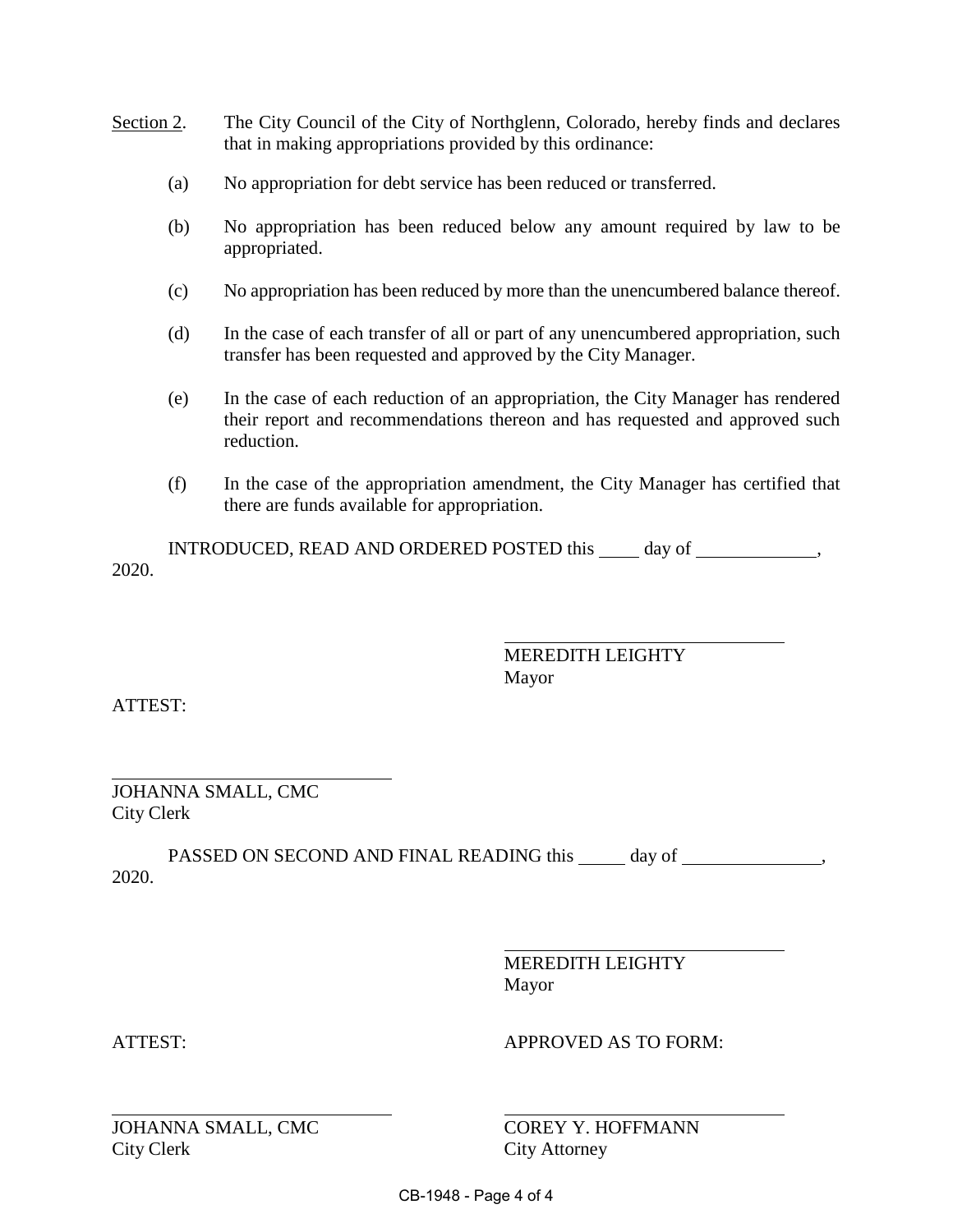<u>Section 2</u>. The City Council of the City of Northglenn, Colorado, hereby finds and declares that in making appropriations provided by this ordinance:

(a) No appropriation for debt service has been reduced or transferred.

(b) No appropriation has been reduced below any amount required by law to be appropriated.

(c) No appropriation has been reduced by more than the unencumbered balance thereof.

(d) In the case of each transfer of all or part of any unencumbered appropriation, such transfer has been requested and approved by the City Manager.

(e) In the case of each reduction of an appropriation, the City Manager has rendered their report and recommendations thereon and has requested and approved such reduction.

(f) In the case of the appropriation amendment, the City Manager has certified that there are funds available for appropriation.

INTRODUCED, READ AND ORDERED POSTED this ____ day of ____________, 2020.

______________________________
MEREDITH LEIGHTY
Mayor

ATTEST:

______________________________
JOHANNA SMALL, CMC
City Clerk

PASSED ON SECOND AND FINAL READING this _____ day of ______________, 2020.

______________________________
MEREDITH LEIGHTY
Mayor

ATTEST:

______________________________
JOHANNA SMALL, CMC
City Clerk

APPROVED AS TO FORM:

______________________________
COREY Y. HOFFMANN
City Attorney